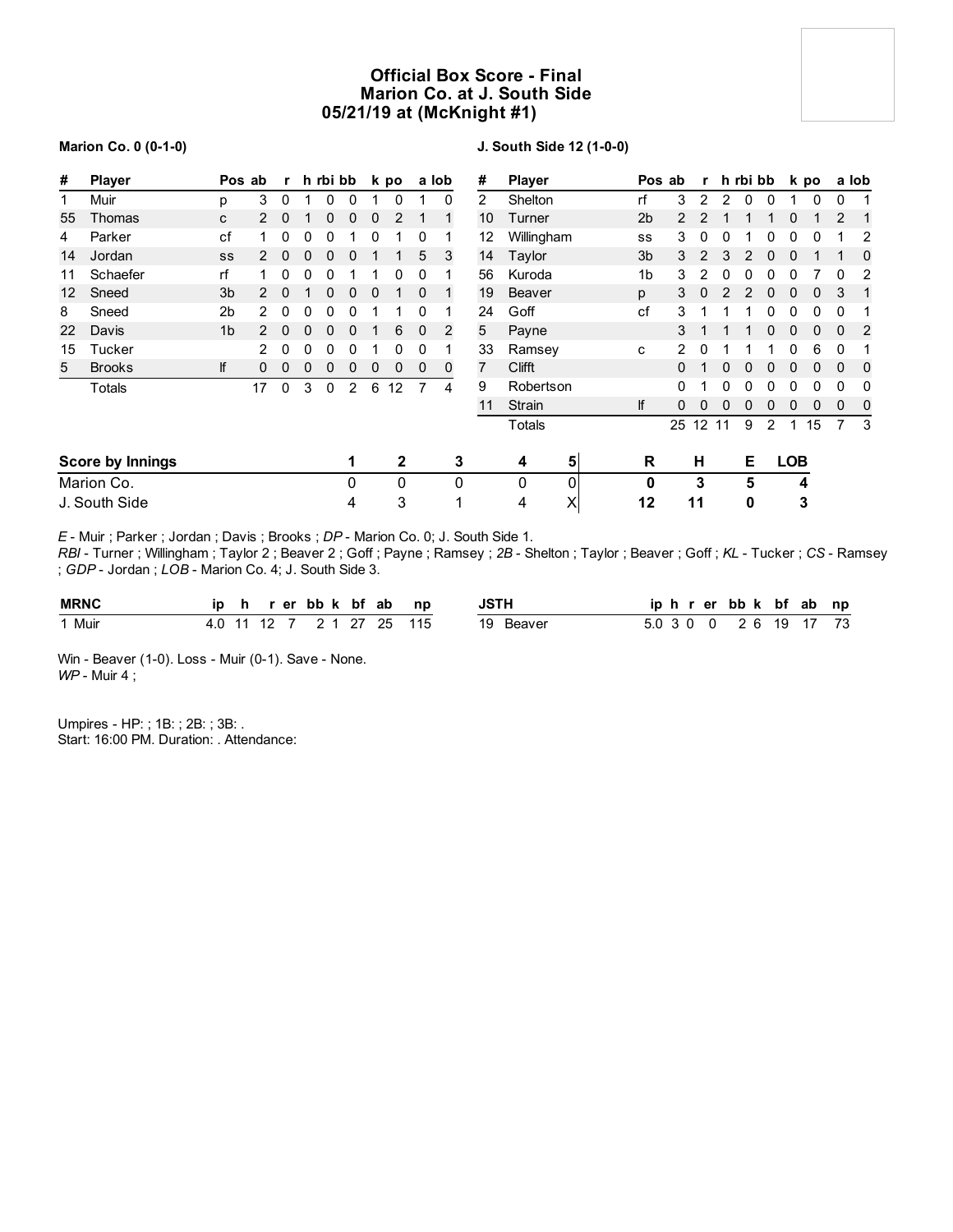# Official Box Score - Final
## Marion Co. at J. South Side
### 05/21/19 at (McKnight #1)

**Marion Co. 0 (0-1-0)**

| # | Player | Pos | ab | r | h | rbi | bb | k | po | a | lob |
|---|---|---|---|---|---|---|---|---|---|---|---|
| 1 | Muir | p | 3 | 0 | 1 | 0 | 0 | 1 | 0 | 1 | 0 |
| 55 | Thomas | c | 2 | 0 | 1 | 0 | 0 | 0 | 2 | 1 | 1 |
| 4 | Parker | cf | 1 | 0 | 0 | 0 | 1 | 0 | 1 | 0 | 1 |
| 14 | Jordan | ss | 2 | 0 | 0 | 0 | 0 | 1 | 1 | 5 | 3 |
| 11 | Schaefer | rf | 1 | 0 | 0 | 0 | 1 | 1 | 0 | 0 | 1 |
| 12 | Sneed | 3b | 2 | 0 | 1 | 0 | 0 | 0 | 1 | 0 | 1 |
| 8 | Sneed | 2b | 2 | 0 | 0 | 0 | 0 | 1 | 1 | 0 | 1 |
| 22 | Davis | 1b | 2 | 0 | 0 | 0 | 0 | 1 | 6 | 0 | 2 |
| 15 | Tucker | | 2 | 0 | 0 | 0 | 0 | 1 | 0 | 0 | 1 |
| 5 | Brooks | lf | 0 | 0 | 0 | 0 | 0 | 0 | 0 | 0 | 0 |
| | Totals | | 17 | 0 | 3 | 0 | 2 | 6 | 12 | 7 | 4 |

**J. South Side 12 (1-0-0)**

| # | Player | Pos | ab | r | h | rbi | bb | k | po | a | lob |
|---|---|---|---|---|---|---|---|---|---|---|---|
| 2 | Shelton | rf | 3 | 2 | 2 | 0 | 0 | 1 | 0 | 0 | 1 |
| 10 | Turner | 2b | 2 | 2 | 1 | 1 | 1 | 0 | 1 | 2 | 1 |
| 12 | Willingham | ss | 3 | 0 | 0 | 1 | 0 | 0 | 0 | 1 | 2 |
| 14 | Taylor | 3b | 3 | 2 | 3 | 2 | 0 | 0 | 1 | 1 | 0 |
| 56 | Kuroda | 1b | 3 | 2 | 0 | 0 | 0 | 0 | 7 | 0 | 2 |
| 19 | Beaver | p | 3 | 0 | 2 | 2 | 0 | 0 | 0 | 3 | 1 |
| 24 | Goff | cf | 3 | 1 | 1 | 1 | 0 | 0 | 0 | 0 | 1 |
| 5 | Payne | | 3 | 1 | 1 | 1 | 0 | 0 | 0 | 0 | 2 |
| 33 | Ramsey | c | 2 | 0 | 1 | 1 | 1 | 0 | 6 | 0 | 1 |
| 7 | Clifft | | 0 | 1 | 0 | 0 | 0 | 0 | 0 | 0 | 0 |
| 9 | Robertson | | 0 | 1 | 0 | 0 | 0 | 0 | 0 | 0 | 0 |
| 11 | Strain | lf | 0 | 0 | 0 | 0 | 0 | 0 | 0 | 0 | 0 |
| | Totals | | 25 | 12 | 11 | 9 | 2 | 1 | 15 | 7 | 3 |

| Score by Innings | 1 | 2 | 3 | 4 | 5 | R | H | E | LOB |
|---|---|---|---|---|---|---|---|---|---|
| Marion Co. | 0 | 0 | 0 | 0 | 0 | 0 | 3 | 5 | 4 |
| J. South Side | 4 | 3 | 1 | 4 | X | 12 | 11 | 0 | 3 |

*E* - Muir ; Parker ; Jordan ; Davis ; Brooks ; *DP* - Marion Co. 0; J. South Side 1.
*RBI* - Turner ; Willingham ; Taylor 2 ; Beaver 2 ; Goff ; Payne ; Ramsey ; *2B* - Shelton ; Taylor ; Beaver ; Goff ; *KL* - Tucker ; *CS* - Ramsey ; *GDP* - Jordan ; *LOB* - Marion Co. 4; J. South Side 3.

| MRNC | ip | h | r | er | bb | k | bf | ab | np |
|---|---|---|---|---|---|---|---|---|---|
| 1 Muir | 4.0 | 11 | 12 | 7 | 2 | 1 | 27 | 25 | 115 |

| JSTH | ip | h | r | er | bb | k | bf | ab | np |
|---|---|---|---|---|---|---|---|---|---|
| 19 Beaver | 5.0 | 3 | 0 | 0 | 2 | 6 | 19 | 17 | 73 |

Win - Beaver (1-0). Loss - Muir (0-1). Save - None.
*WP* - Muir 4 ;

Umpires - HP: ; 1B: ; 2B: ; 3B: .
Start: 16:00 PM. Duration: . Attendance: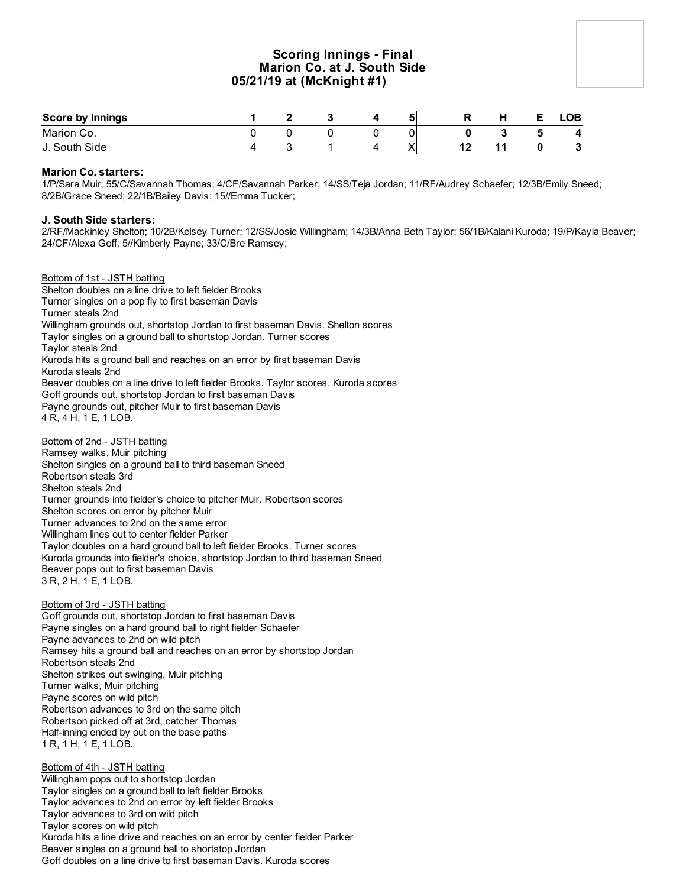## Scoring Innings - Final
## Marion Co. at J. South Side
## 05/21/19 at (McKnight #1)

| Score by Innings | 1 | 2 | 3 | 4 | 5 | R | H | E | LOB |
|---|---|---|---|---|---|---|---|---|---|
| Marion Co. | 0 | 0 | 0 | 0 | 0 | 0 | 3 | 5 | 4 |
| J. South Side | 4 | 3 | 1 | 4 | X | 12 | 11 | 0 | 3 |

**Marion Co. starters:**
1/P/Sara Muir; 55/C/Savannah Thomas; 4/CF/Savannah Parker; 14/SS/Teja Jordan; 11/RF/Audrey Schaefer; 12/3B/Emily Sneed; 8/2B/Grace Sneed; 22/1B/Bailey Davis; 15//Emma Tucker;

**J. South Side starters:**
2/RF/Mackinley Shelton; 10/2B/Kelsey Turner; 12/SS/Josie Willingham; 14/3B/Anna Beth Taylor; 56/1B/Kalani Kuroda; 19/P/Kayla Beaver; 24/CF/Alexa Goff; 5//Kimberly Payne; 33/C/Bre Ramsey;

Bottom of 1st - JSTH batting
Shelton doubles on a line drive to left fielder Brooks
Turner singles on a pop fly to first baseman Davis
Turner steals 2nd
Willingham grounds out, shortstop Jordan to first baseman Davis. Shelton scores
Taylor singles on a ground ball to shortstop Jordan. Turner scores
Taylor steals 2nd
Kuroda hits a ground ball and reaches on an error by first baseman Davis
Kuroda steals 2nd
Beaver doubles on a line drive to left fielder Brooks. Taylor scores. Kuroda scores
Goff grounds out, shortstop Jordan to first baseman Davis
Payne grounds out, pitcher Muir to first baseman Davis
4 R, 4 H, 1 E, 1 LOB.

Bottom of 2nd - JSTH batting
Ramsey walks, Muir pitching
Shelton singles on a ground ball to third baseman Sneed
Robertson steals 3rd
Shelton steals 2nd
Turner grounds into fielder's choice to pitcher Muir. Robertson scores
Shelton scores on error by pitcher Muir
Turner advances to 2nd on the same error
Willingham lines out to center fielder Parker
Taylor doubles on a hard ground ball to left fielder Brooks. Turner scores
Kuroda grounds into fielder's choice, shortstop Jordan to third baseman Sneed
Beaver pops out to first baseman Davis
3 R, 2 H, 1 E, 1 LOB.

Bottom of 3rd - JSTH batting
Goff grounds out, shortstop Jordan to first baseman Davis
Payne singles on a hard ground ball to right fielder Schaefer
Payne advances to 2nd on wild pitch
Ramsey hits a ground ball and reaches on an error by shortstop Jordan
Robertson steals 2nd
Shelton strikes out swinging, Muir pitching
Turner walks, Muir pitching
Payne scores on wild pitch
Robertson advances to 3rd on the same pitch
Robertson picked off at 3rd, catcher Thomas
Half-inning ended by out on the base paths
1 R, 1 H, 1 E, 1 LOB.

Bottom of 4th - JSTH batting
Willingham pops out to shortstop Jordan
Taylor singles on a ground ball to left fielder Brooks
Taylor advances to 2nd on error by left fielder Brooks
Taylor advances to 3rd on wild pitch
Taylor scores on wild pitch
Kuroda hits a line drive and reaches on an error by center fielder Parker
Beaver singles on a ground ball to shortstop Jordan
Goff doubles on a line drive to first baseman Davis. Kuroda scores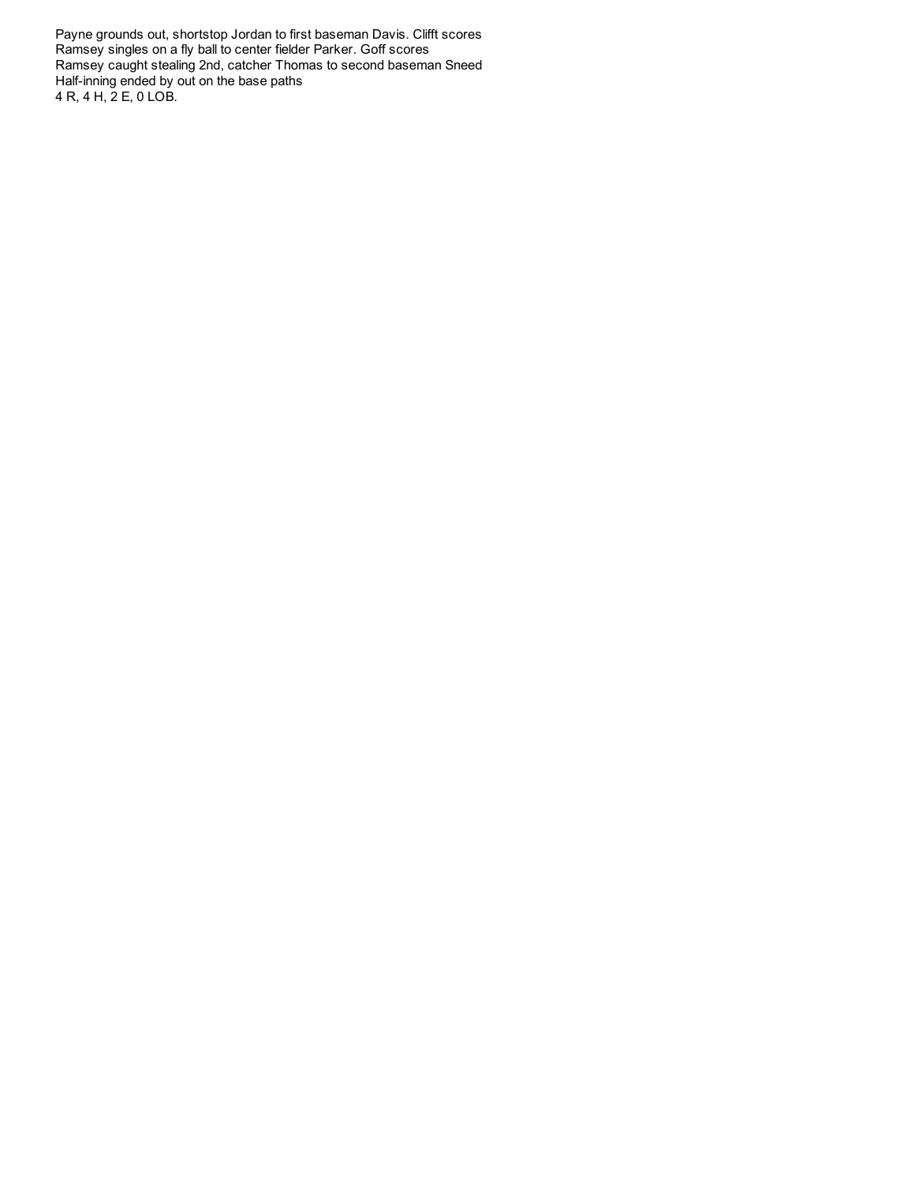Payne grounds out, shortstop Jordan to first baseman Davis. Clifft scores
Ramsey singles on a fly ball to center fielder Parker. Goff scores
Ramsey caught stealing 2nd, catcher Thomas to second baseman Sneed
Half-inning ended by out on the base paths
4 R, 4 H, 2 E, 0 LOB.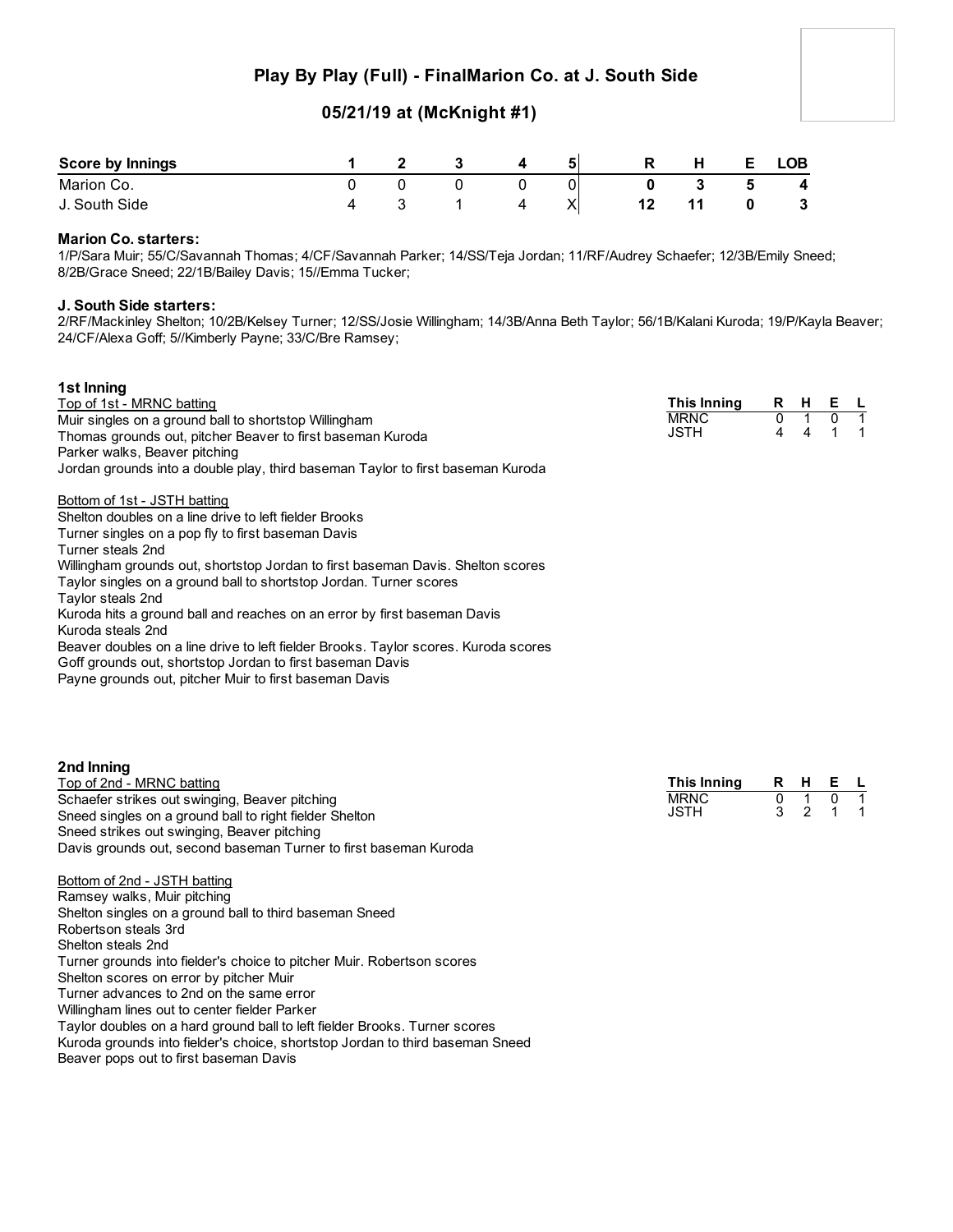# Play By Play (Full) - FinalMarion Co. at J. South Side

## 05/21/19 at (McKnight #1)

| Score by Innings | 1 | 2 | 3 | 4 | 5 | R | H | E | LOB |
|---|---|---|---|---|---|---|---|---|---|
| Marion Co. | 0 | 0 | 0 | 0 | 0 | 0 | 3 | 5 | 4 |
| J. South Side | 4 | 3 | 1 | 4 | X | 12 | 11 | 0 | 3 |

**Marion Co. starters:**
1/P/Sara Muir; 55/C/Savannah Thomas; 4/CF/Savannah Parker; 14/SS/Teja Jordan; 11/RF/Audrey Schaefer; 12/3B/Emily Sneed; 8/2B/Grace Sneed; 22/1B/Bailey Davis; 15//Emma Tucker;

**J. South Side starters:**
2/RF/Mackinley Shelton; 10/2B/Kelsey Turner; 12/SS/Josie Willingham; 14/3B/Anna Beth Taylor; 56/1B/Kalani Kuroda; 19/P/Kayla Beaver; 24/CF/Alexa Goff; 5//Kimberly Payne; 33/C/Bre Ramsey;

### 1st Inning

| This Inning | R | H | E | L |
|---|---|---|---|---|
| MRNC | 0 | 1 | 0 | 1 |
| JSTH | 4 | 4 | 1 | 1 |

Top of 1st - MRNC batting

Muir singles on a ground ball to shortstop Willingham
Thomas grounds out, pitcher Beaver to first baseman Kuroda
Parker walks, Beaver pitching
Jordan grounds into a double play, third baseman Taylor to first baseman Kuroda

Bottom of 1st - JSTH batting

Shelton doubles on a line drive to left fielder Brooks
Turner singles on a pop fly to first baseman Davis
Turner steals 2nd
Willingham grounds out, shortstop Jordan to first baseman Davis. Shelton scores
Taylor singles on a ground ball to shortstop Jordan. Turner scores
Taylor steals 2nd
Kuroda hits a ground ball and reaches on an error by first baseman Davis
Kuroda steals 2nd
Beaver doubles on a line drive to left fielder Brooks. Taylor scores. Kuroda scores
Goff grounds out, shortstop Jordan to first baseman Davis
Payne grounds out, pitcher Muir to first baseman Davis

### 2nd Inning

| This Inning | R | H | E | L |
|---|---|---|---|---|
| MRNC | 0 | 1 | 0 | 1 |
| JSTH | 3 | 2 | 1 | 1 |

Top of 2nd - MRNC batting

Schaefer strikes out swinging, Beaver pitching
Sneed singles on a ground ball to right fielder Shelton
Sneed strikes out swinging, Beaver pitching
Davis grounds out, second baseman Turner to first baseman Kuroda

Bottom of 2nd - JSTH batting

Ramsey walks, Muir pitching
Shelton singles on a ground ball to third baseman Sneed
Robertson steals 3rd
Shelton steals 2nd
Turner grounds into fielder's choice to pitcher Muir. Robertson scores
Shelton scores on error by pitcher Muir
Turner advances to 2nd on the same error
Willingham lines out to center fielder Parker
Taylor doubles on a hard ground ball to left fielder Brooks. Turner scores
Kuroda grounds into fielder's choice, shortstop Jordan to third baseman Sneed
Beaver pops out to first baseman Davis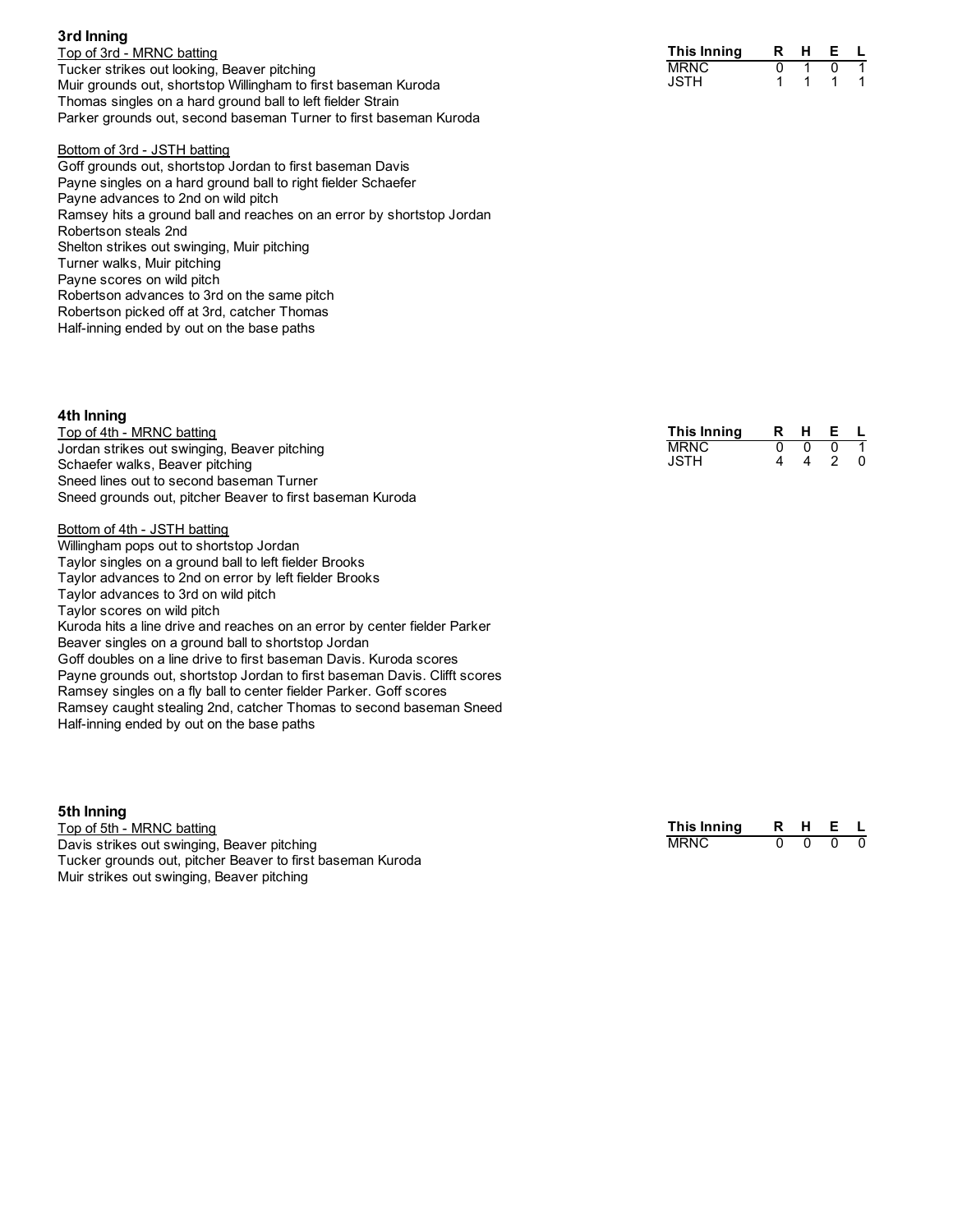### 3rd Inning

Top of 3rd - MRNC batting

Tucker strikes out looking, Beaver pitching
Muir grounds out, shortstop Willingham to first baseman Kuroda
Thomas singles on a hard ground ball to left fielder Strain
Parker grounds out, second baseman Turner to first baseman Kuroda

| This Inning | R | H | E | L |
|---|---|---|---|---|
| MRNC | 0 | 1 | 0 | 1 |
| JSTH | 1 | 1 | 1 | 1 |

Bottom of 3rd - JSTH batting

Goff grounds out, shortstop Jordan to first baseman Davis
Payne singles on a hard ground ball to right fielder Schaefer
Payne advances to 2nd on wild pitch
Ramsey hits a ground ball and reaches on an error by shortstop Jordan
Robertson steals 2nd
Shelton strikes out swinging, Muir pitching
Turner walks, Muir pitching
Payne scores on wild pitch
Robertson advances to 3rd on the same pitch
Robertson picked off at 3rd, catcher Thomas
Half-inning ended by out on the base paths

### 4th Inning

Top of 4th - MRNC batting

Jordan strikes out swinging, Beaver pitching
Schaefer walks, Beaver pitching
Sneed lines out to second baseman Turner
Sneed grounds out, pitcher Beaver to first baseman Kuroda

| This Inning | R | H | E | L |
|---|---|---|---|---|
| MRNC | 0 | 0 | 0 | 1 |
| JSTH | 4 | 4 | 2 | 0 |

Bottom of 4th - JSTH batting

Willingham pops out to shortstop Jordan
Taylor singles on a ground ball to left fielder Brooks
Taylor advances to 2nd on error by left fielder Brooks
Taylor advances to 3rd on wild pitch
Taylor scores on wild pitch
Kuroda hits a line drive and reaches on an error by center fielder Parker
Beaver singles on a ground ball to shortstop Jordan
Goff doubles on a line drive to first baseman Davis. Kuroda scores
Payne grounds out, shortstop Jordan to first baseman Davis. Clifft scores
Ramsey singles on a fly ball to center fielder Parker. Goff scores
Ramsey caught stealing 2nd, catcher Thomas to second baseman Sneed
Half-inning ended by out on the base paths

### 5th Inning

Top of 5th - MRNC batting

Davis strikes out swinging, Beaver pitching
Tucker grounds out, pitcher Beaver to first baseman Kuroda
Muir strikes out swinging, Beaver pitching

| This Inning | R | H | E | L |
|---|---|---|---|---|
| MRNC | 0 | 0 | 0 | 0 |